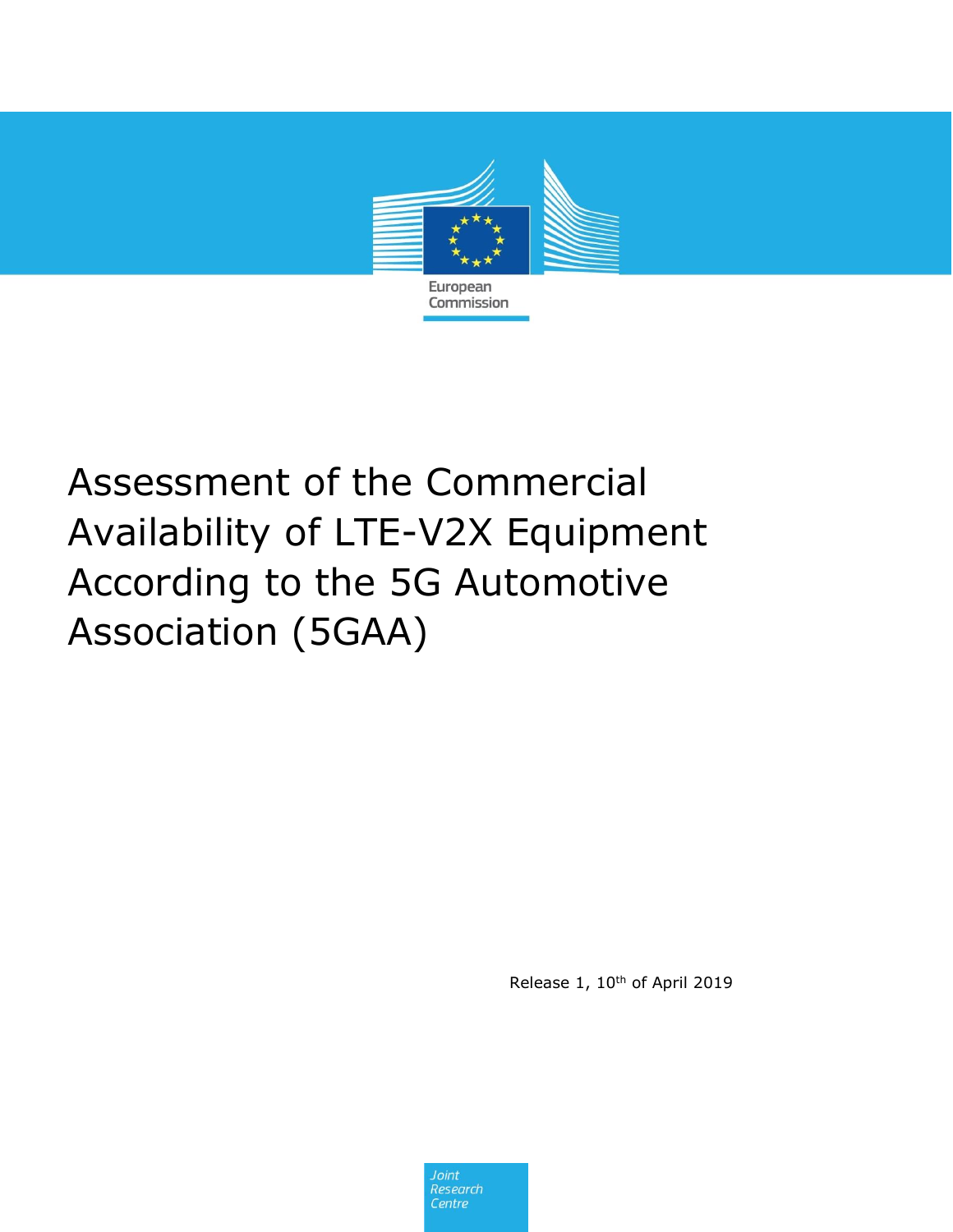European Commission

# Assessment of the Commercial Availability of LTE-V2X Equipment According to the 5G Automotive Association (5GAA)

Release 1, 10th of April 2019

Joint Research Centre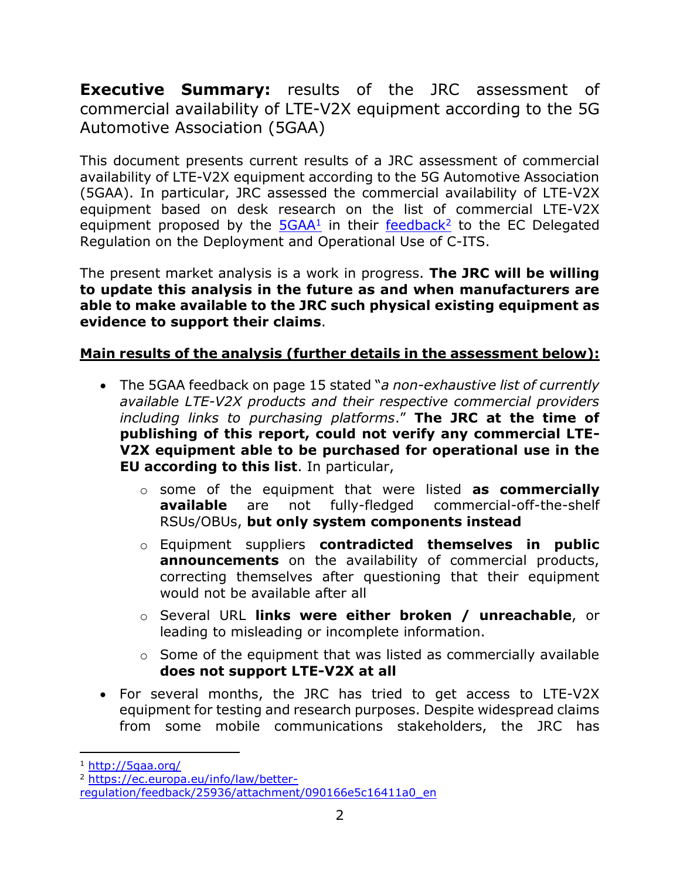**Executive Summary:** results of the JRC assessment of commercial availability of LTE-V2X equipment according to the 5G Automotive Association (5GAA)

This document presents current results of a JRC assessment of commercial availability of LTE-V2X equipment according to the 5G Automotive Association (5GAA). In particular, JRC assessed the commercial availability of LTE-V2X equipment based on desk research on the list of commercial LTE-V2X equipment proposed by the 5GAA[1] in their feedback[2] to the EC Delegated Regulation on the Deployment and Operational Use of C-ITS.

The present market analysis is a work in progress. **The JRC will be willing to update this analysis in the future as and when manufacturers are able to make available to the JRC such physical existing equipment as evidence to support their claims**.

**Main results of the analysis (further details in the assessment below):**

- The 5GAA feedback on page 15 stated "*a non-exhaustive list of currently available LTE-V2X products and their respective commercial providers including links to purchasing platforms*." **The JRC at the time of publishing of this report, could not verify any commercial LTE-V2X equipment able to be purchased for operational use in the EU according to this list**. In particular,
    - some of the equipment that were listed **as commercially available** are not fully-fledged commercial-off-the-shelf RSUs/OBUs, **but only system components instead**
    - Equipment suppliers **contradicted themselves in public announcements** on the availability of commercial products, correcting themselves after questioning that their equipment would not be available after all
    - Several URL **links were either broken / unreachable**, or leading to misleading or incomplete information.
    - Some of the equipment that was listed as commercially available **does not support LTE-V2X at all**
- For several months, the JRC has tried to get access to LTE-V2X equipment for testing and research purposes. Despite widespread claims from some mobile communications stakeholders, the JRC has

[1] http://5gaa.org/

[2] https://ec.europa.eu/info/law/better-regulation/feedback/25936/attachment/090166e5c16411a0_en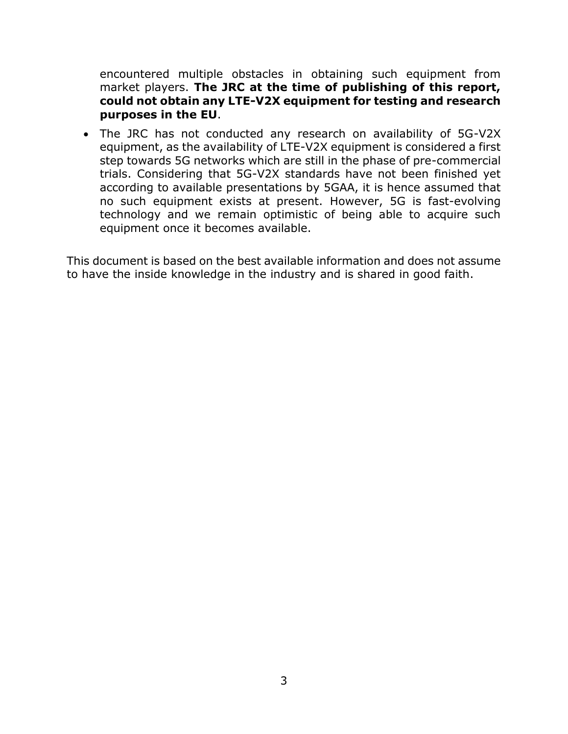encountered multiple obstacles in obtaining such equipment from market players. **The JRC at the time of publishing of this report, could not obtain any LTE-V2X equipment for testing and research purposes in the EU**.

- The JRC has not conducted any research on availability of 5G-V2X equipment, as the availability of LTE-V2X equipment is considered a first step towards 5G networks which are still in the phase of pre-commercial trials. Considering that 5G-V2X standards have not been finished yet according to available presentations by 5GAA, it is hence assumed that no such equipment exists at present. However, 5G is fast-evolving technology and we remain optimistic of being able to acquire such equipment once it becomes available.

This document is based on the best available information and does not assume to have the inside knowledge in the industry and is shared in good faith.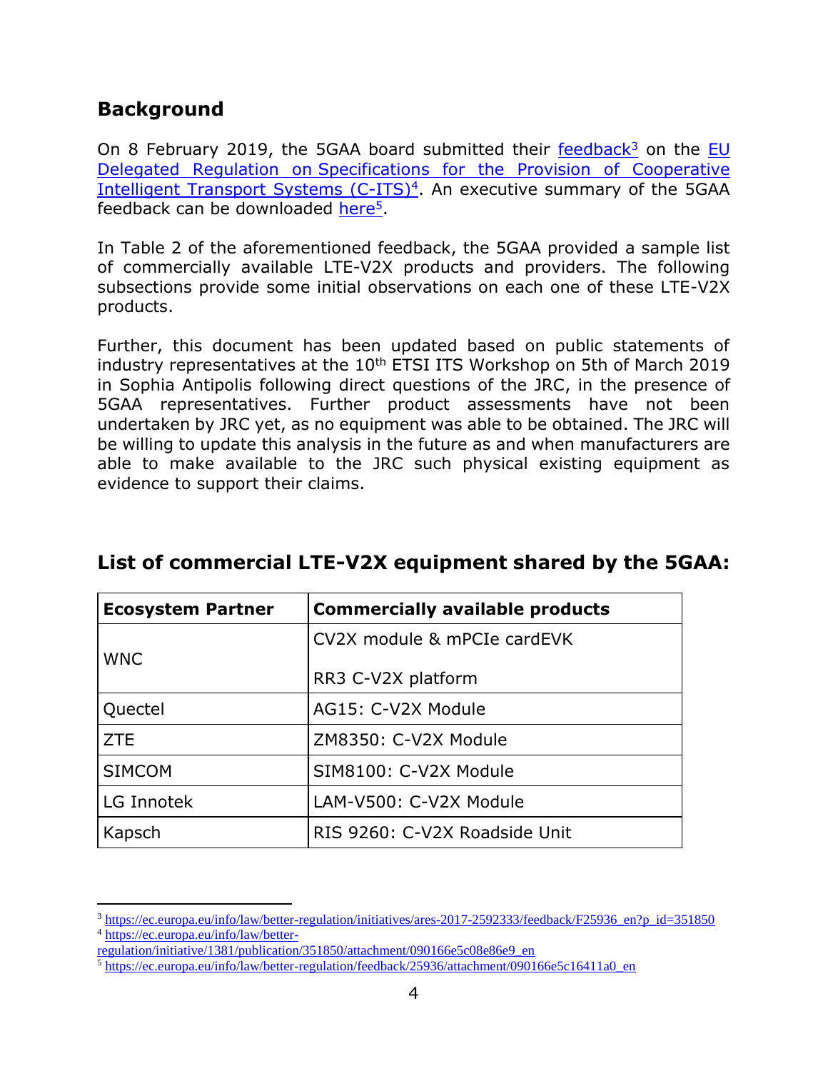## Background

On 8 February 2019, the 5GAA board submitted their feedback[3] on the EU Delegated Regulation on Specifications for the Provision of Cooperative Intelligent Transport Systems (C-ITS)[4]. An executive summary of the 5GAA feedback can be downloaded here[5].

In Table 2 of the aforementioned feedback, the 5GAA provided a sample list of commercially available LTE-V2X products and providers. The following subsections provide some initial observations on each one of these LTE-V2X products.

Further, this document has been updated based on public statements of industry representatives at the 10th ETSI ITS Workshop on 5th of March 2019 in Sophia Antipolis following direct questions of the JRC, in the presence of 5GAA representatives. Further product assessments have not been undertaken by JRC yet, as no equipment was able to be obtained. The JRC will be willing to update this analysis in the future as and when manufacturers are able to make available to the JRC such physical existing equipment as evidence to support their claims.

## List of commercial LTE-V2X equipment shared by the 5GAA:

| Ecosystem Partner | Commercially available products |
|---|---|
| WNC | CV2X module & mPCIe cardEVK<br><br>RR3 C-V2X platform |
| Quectel | AG15: C-V2X Module |
| ZTE | ZM8350: C-V2X Module |
| SIMCOM | SIM8100: C-V2X Module |
| LG Innotek | LAM-V500: C-V2X Module |
| Kapsch | RIS 9260: C-V2X Roadside Unit |

[3] https://ec.europa.eu/info/law/better-regulation/initiatives/ares-2017-2592333/feedback/F25936_en?p_id=351850

[4] https://ec.europa.eu/info/law/better-regulation/initiative/1381/publication/351850/attachment/090166e5c08e86e9_en

[5] https://ec.europa.eu/info/law/better-regulation/feedback/25936/attachment/090166e5c16411a0_en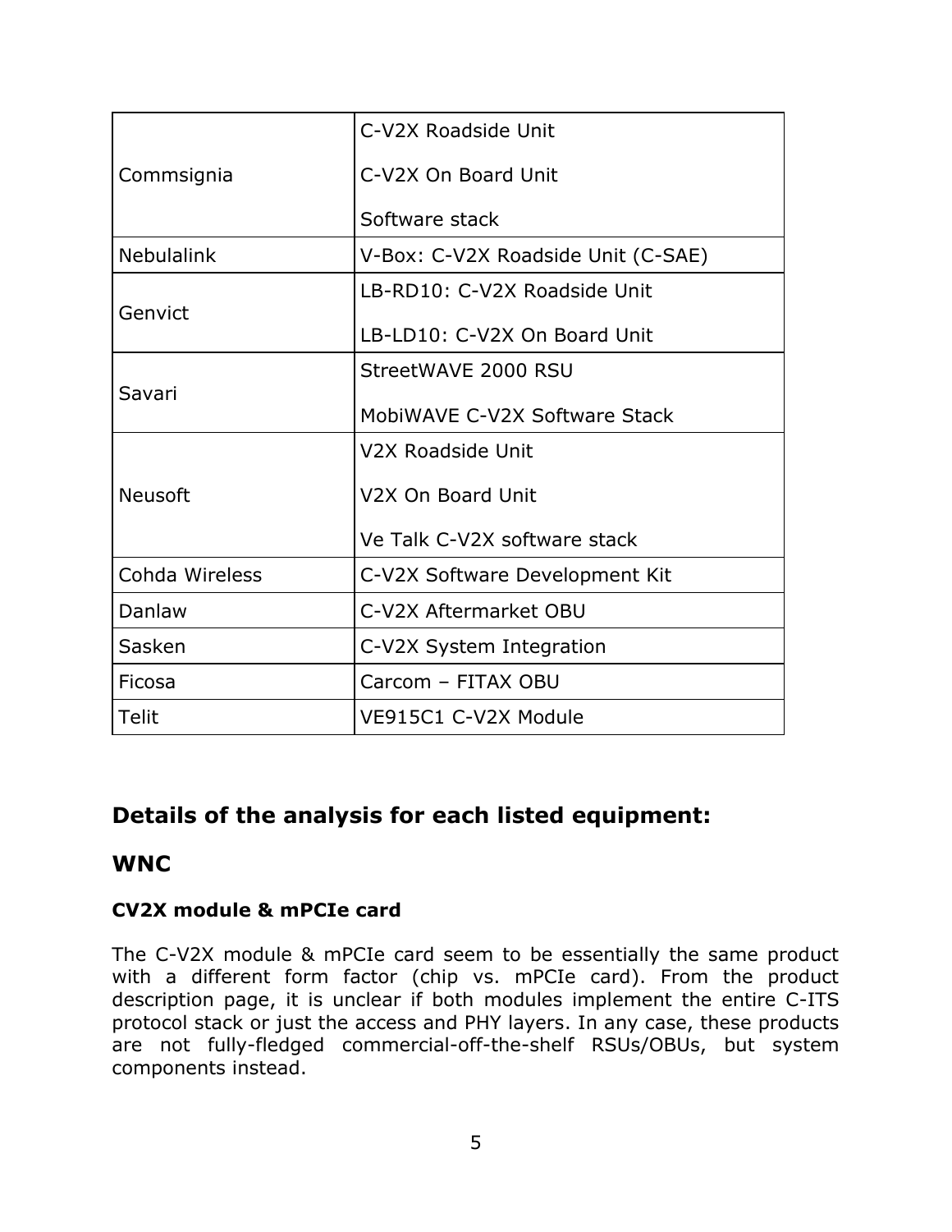| | |
|---|---|
| Commsignia | C-V2X Roadside Unit<br>C-V2X On Board Unit<br>Software stack |
| Nebulalink | V-Box: C-V2X Roadside Unit (C-SAE) |
| Genvict | LB-RD10: C-V2X Roadside Unit<br>LB-LD10: C-V2X On Board Unit |
| Savari | StreetWAVE 2000 RSU<br>MobiWAVE C-V2X Software Stack |
| Neusoft | V2X Roadside Unit<br>V2X On Board Unit<br>Ve Talk C-V2X software stack |
| Cohda Wireless | C-V2X Software Development Kit |
| Danlaw | C-V2X Aftermarket OBU |
| Sasken | C-V2X System Integration |
| Ficosa | Carcom – FITAX OBU |
| Telit | VE915C1 C-V2X Module |

## Details of the analysis for each listed equipment:

## WNC

### CV2X module & mPCIe card

The C-V2X module & mPCIe card seem to be essentially the same product with a different form factor (chip vs. mPCIe card). From the product description page, it is unclear if both modules implement the entire C-ITS protocol stack or just the access and PHY layers. In any case, these products are not fully-fledged commercial-off-the-shelf RSUs/OBUs, but system components instead.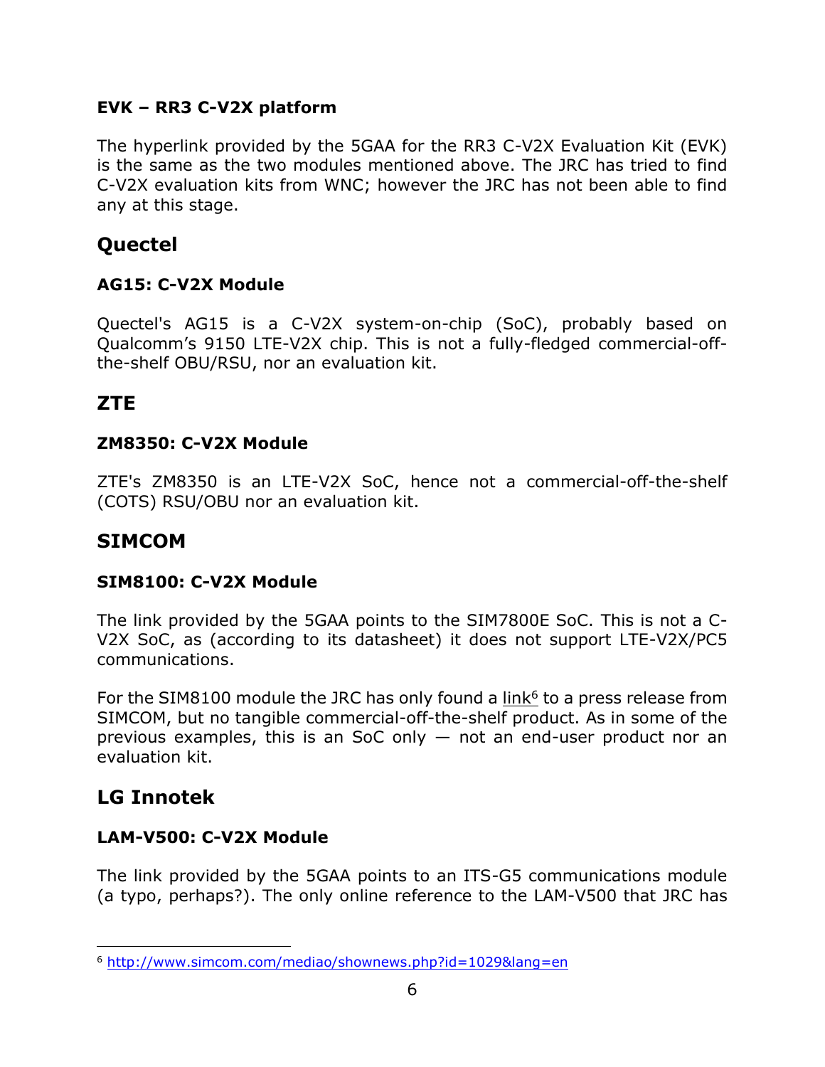### EVK – RR3 C-V2X platform

The hyperlink provided by the 5GAA for the RR3 C-V2X Evaluation Kit (EVK) is the same as the two modules mentioned above. The JRC has tried to find C-V2X evaluation kits from WNC; however the JRC has not been able to find any at this stage.

## Quectel

### AG15: C-V2X Module

Quectel's AG15 is a C-V2X system-on-chip (SoC), probably based on Qualcomm's 9150 LTE-V2X chip. This is not a fully-fledged commercial-off-the-shelf OBU/RSU, nor an evaluation kit.

## ZTE

### ZM8350: C-V2X Module

ZTE's ZM8350 is an LTE-V2X SoC, hence not a commercial-off-the-shelf (COTS) RSU/OBU nor an evaluation kit.

## SIMCOM

### SIM8100: C-V2X Module

The link provided by the 5GAA points to the SIM7800E SoC. This is not a C-V2X SoC, as (according to its datasheet) it does not support LTE-V2X/PC5 communications.

For the SIM8100 module the JRC has only found a link[6] to a press release from SIMCOM, but no tangible commercial-off-the-shelf product. As in some of the previous examples, this is an SoC only — not an end-user product nor an evaluation kit.

## LG Innotek

### LAM-V500: C-V2X Module

The link provided by the 5GAA points to an ITS-G5 communications module (a typo, perhaps?). The only online reference to the LAM-V500 that JRC has

[6] http://www.simcom.com/mediao/shownews.php?id=1029&lang=en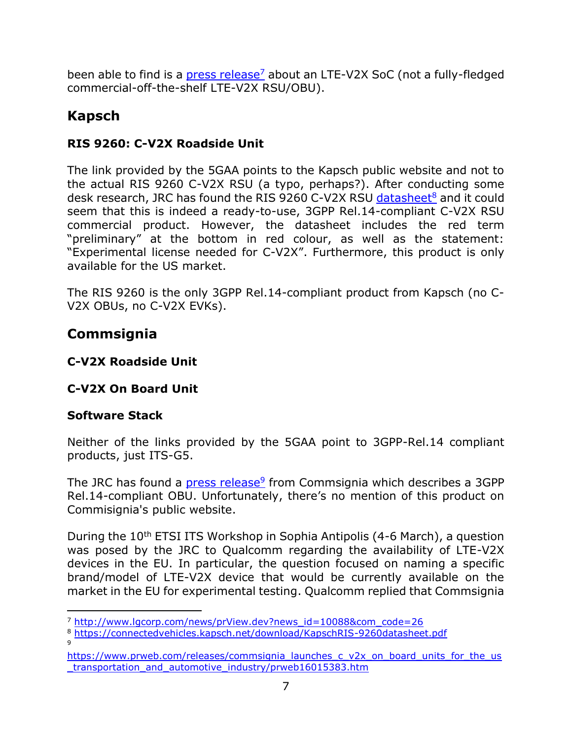been able to find is a [press release][7] about an LTE-V2X SoC (not a fully-fledged commercial-off-the-shelf LTE-V2X RSU/OBU).

## Kapsch

### RIS 9260: C-V2X Roadside Unit

The link provided by the 5GAA points to the Kapsch public website and not to the actual RIS 9260 C-V2X RSU (a typo, perhaps?). After conducting some desk research, JRC has found the RIS 9260 C-V2X RSU [datasheet][8] and it could seem that this is indeed a ready-to-use, 3GPP Rel.14-compliant C-V2X RSU commercial product. However, the datasheet includes the red term "preliminary" at the bottom in red colour, as well as the statement: "Experimental license needed for C-V2X". Furthermore, this product is only available for the US market.

The RIS 9260 is the only 3GPP Rel.14-compliant product from Kapsch (no C-V2X OBUs, no C-V2X EVKs).

## Commsignia

### C-V2X Roadside Unit

### C-V2X On Board Unit

### Software Stack

Neither of the links provided by the 5GAA point to 3GPP-Rel.14 compliant products, just ITS-G5.

The JRC has found a [press release][9] from Commsignia which describes a 3GPP Rel.14-compliant OBU. Unfortunately, there's no mention of this product on Commisignia's public website.

During the 10th ETSI ITS Workshop in Sophia Antipolis (4-6 March), a question was posed by the JRC to Qualcomm regarding the availability of LTE-V2X devices in the EU. In particular, the question focused on naming a specific brand/model of LTE-V2X device that would be currently available on the market in the EU for experimental testing. Qualcomm replied that Commsignia

---

[7] http://www.lgcorp.com/news/prView.dev?news_id=10088&com_code=26

[8] https://connectedvehicles.kapsch.net/download/KapschRIS-9260datasheet.pdf

[9] https://www.prweb.com/releases/commsignia_launches_c_v2x_on_board_units_for_the_us_transportation_and_automotive_industry/prweb16015383.htm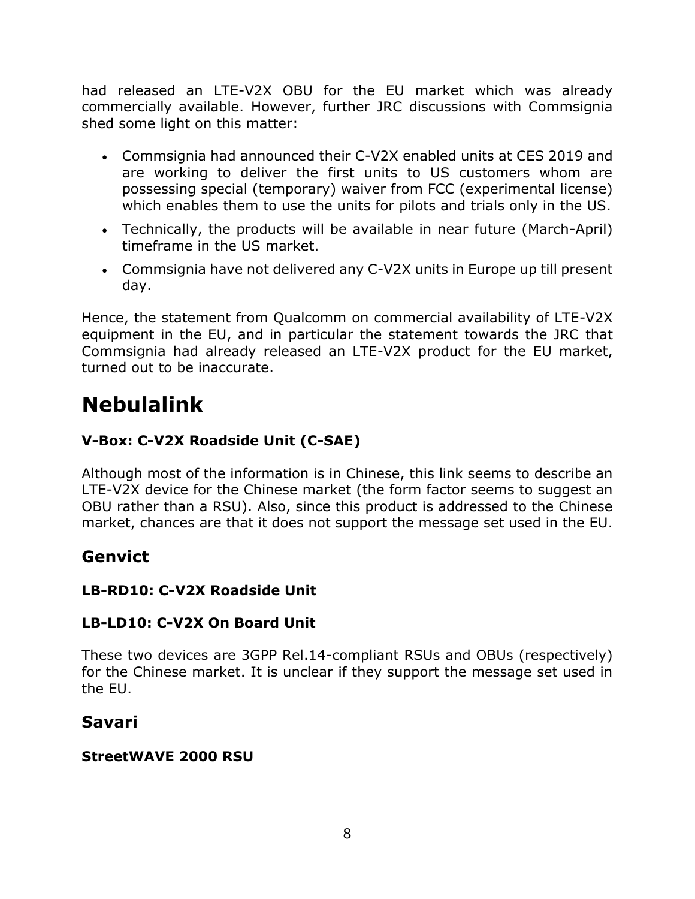had released an LTE-V2X OBU for the EU market which was already commercially available. However, further JRC discussions with Commsignia shed some light on this matter:

- Commsignia had announced their C-V2X enabled units at CES 2019 and are working to deliver the first units to US customers whom are possessing special (temporary) waiver from FCC (experimental license) which enables them to use the units for pilots and trials only in the US.
- Technically, the products will be available in near future (March-April) timeframe in the US market.
- Commsignia have not delivered any C-V2X units in Europe up till present day.

Hence, the statement from Qualcomm on commercial availability of LTE-V2X equipment in the EU, and in particular the statement towards the JRC that Commsignia had already released an LTE-V2X product for the EU market, turned out to be inaccurate.

# Nebulalink

### V-Box: C-V2X Roadside Unit (C-SAE)

Although most of the information is in Chinese, this link seems to describe an LTE-V2X device for the Chinese market (the form factor seems to suggest an OBU rather than a RSU). Also, since this product is addressed to the Chinese market, chances are that it does not support the message set used in the EU.

## Genvict

### LB-RD10: C-V2X Roadside Unit

### LB-LD10: C-V2X On Board Unit

These two devices are 3GPP Rel.14-compliant RSUs and OBUs (respectively) for the Chinese market. It is unclear if they support the message set used in the EU.

## Savari

### StreetWAVE 2000 RSU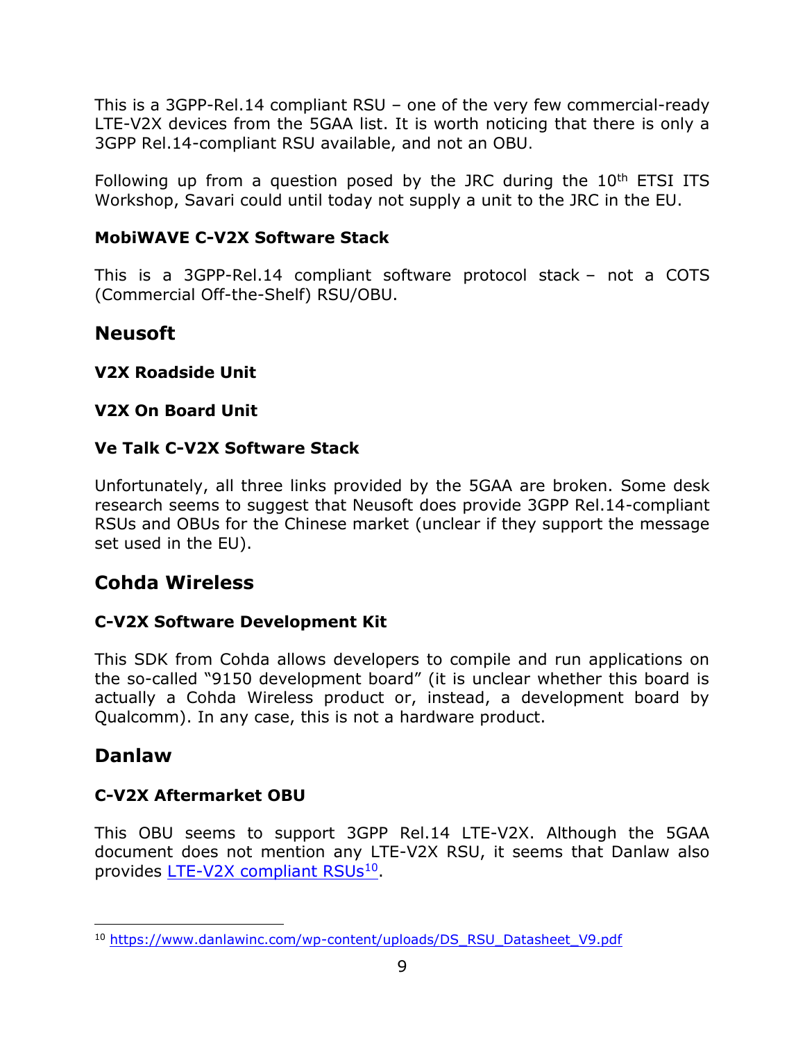This is a 3GPP-Rel.14 compliant RSU – one of the very few commercial-ready LTE-V2X devices from the 5GAA list. It is worth noticing that there is only a 3GPP Rel.14-compliant RSU available, and not an OBU.

Following up from a question posed by the JRC during the 10th ETSI ITS Workshop, Savari could until today not supply a unit to the JRC in the EU.

### MobiWAVE C-V2X Software Stack

This is a 3GPP-Rel.14 compliant software protocol stack – not a COTS (Commercial Off-the-Shelf) RSU/OBU.

## Neusoft

### V2X Roadside Unit

### V2X On Board Unit

### Ve Talk C-V2X Software Stack

Unfortunately, all three links provided by the 5GAA are broken. Some desk research seems to suggest that Neusoft does provide 3GPP Rel.14-compliant RSUs and OBUs for the Chinese market (unclear if they support the message set used in the EU).

## Cohda Wireless

### C-V2X Software Development Kit

This SDK from Cohda allows developers to compile and run applications on the so-called "9150 development board" (it is unclear whether this board is actually a Cohda Wireless product or, instead, a development board by Qualcomm). In any case, this is not a hardware product.

## Danlaw

### C-V2X Aftermarket OBU

This OBU seems to support 3GPP Rel.14 LTE-V2X. Although the 5GAA document does not mention any LTE-V2X RSU, it seems that Danlaw also provides LTE-V2X compliant RSUs[10].

[10] https://www.danlawinc.com/wp-content/uploads/DS_RSU_Datasheet_V9.pdf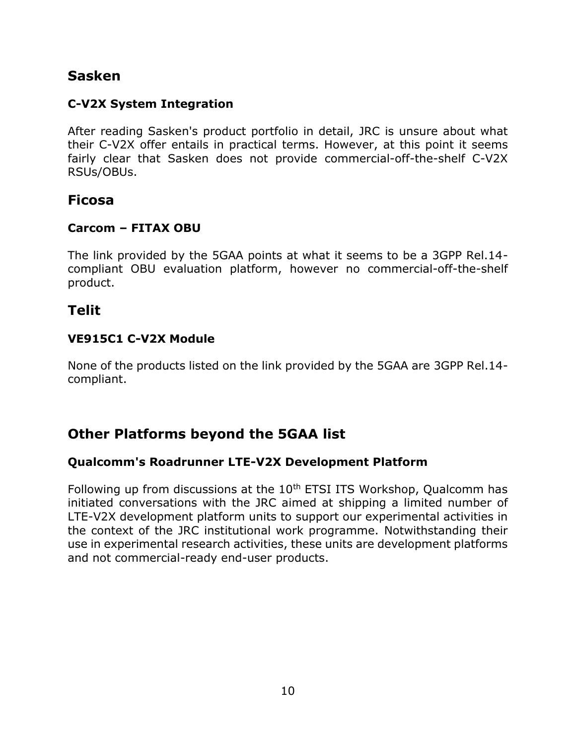## Sasken

### C-V2X System Integration

After reading Sasken's product portfolio in detail, JRC is unsure about what their C-V2X offer entails in practical terms. However, at this point it seems fairly clear that Sasken does not provide commercial-off-the-shelf C-V2X RSUs/OBUs.

## Ficosa

### Carcom – FITAX OBU

The link provided by the 5GAA points at what it seems to be a 3GPP Rel.14-compliant OBU evaluation platform, however no commercial-off-the-shelf product.

## Telit

### VE915C1 C-V2X Module

None of the products listed on the link provided by the 5GAA are 3GPP Rel.14-compliant.

## Other Platforms beyond the 5GAA list

### Qualcomm's Roadrunner LTE-V2X Development Platform

Following up from discussions at the 10th ETSI ITS Workshop, Qualcomm has initiated conversations with the JRC aimed at shipping a limited number of LTE-V2X development platform units to support our experimental activities in the context of the JRC institutional work programme. Notwithstanding their use in experimental research activities, these units are development platforms and not commercial-ready end-user products.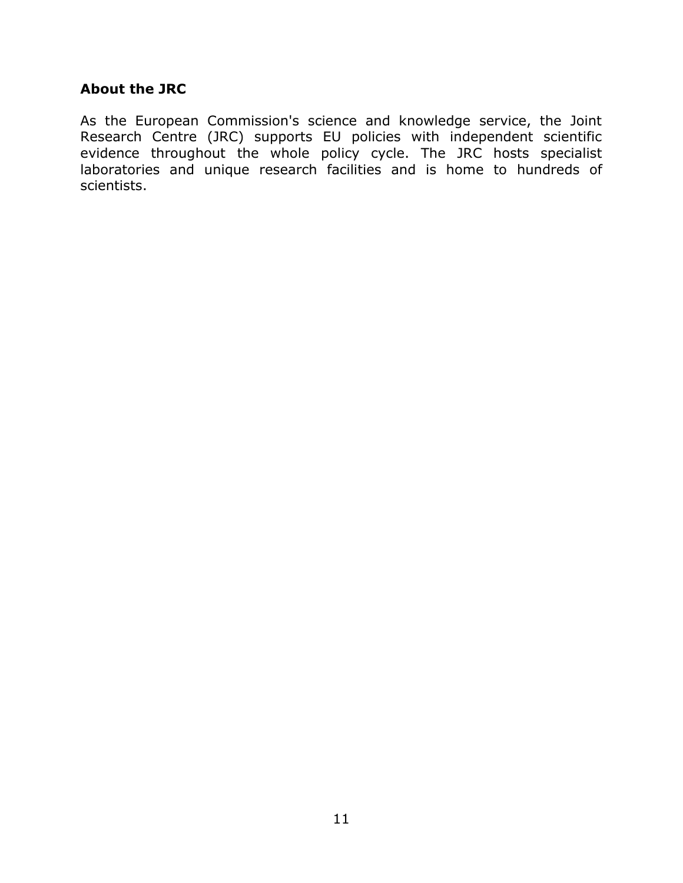**About the JRC**

As the European Commission's science and knowledge service, the Joint Research Centre (JRC) supports EU policies with independent scientific evidence throughout the whole policy cycle. The JRC hosts specialist laboratories and unique research facilities and is home to hundreds of scientists.